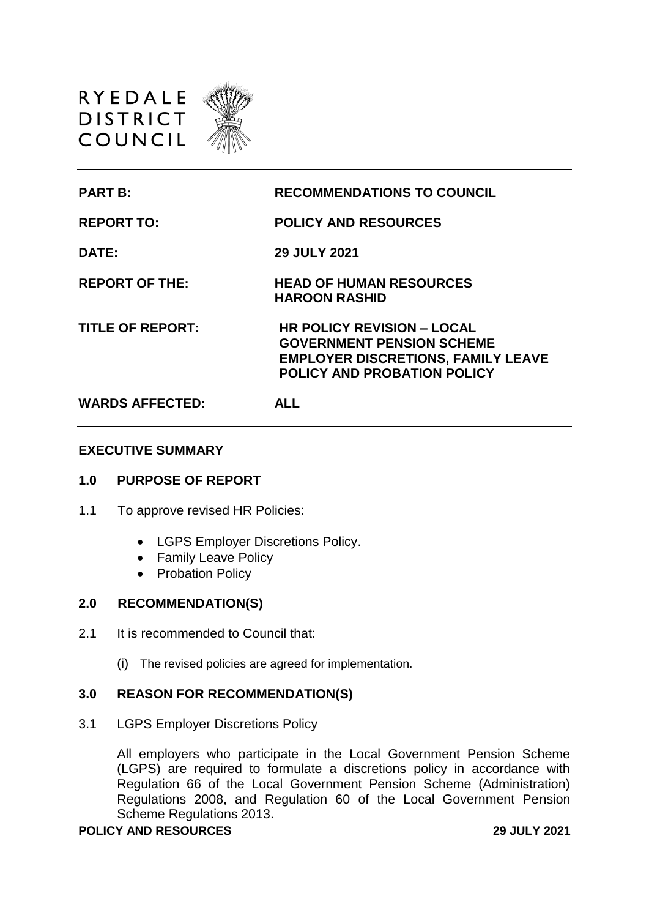RYEDALE DISTRICT COUNCIL

| | |
|---|---|
| **PART B:** | **RECOMMENDATIONS TO COUNCIL** |
| **REPORT TO:** | **POLICY AND RESOURCES** |
| **DATE:** | **29 JULY 2021** |
| **REPORT OF THE:** | **HEAD OF HUMAN RESOURCES HAROON RASHID** |
| **TITLE OF REPORT:** | **HR POLICY REVISION – LOCAL GOVERNMENT PENSION SCHEME EMPLOYER DISCRETIONS, FAMILY LEAVE POLICY AND PROBATION POLICY** |
| **WARDS AFFECTED:** | **ALL** |

## EXECUTIVE SUMMARY

### 1.0 PURPOSE OF REPORT

1.1 To approve revised HR Policies:

- LGPS Employer Discretions Policy.
- Family Leave Policy
- Probation Policy

### 2.0 RECOMMENDATION(S)

2.1 It is recommended to Council that:

(i) The revised policies are agreed for implementation.

### 3.0 REASON FOR RECOMMENDATION(S)

3.1 LGPS Employer Discretions Policy

All employers who participate in the Local Government Pension Scheme (LGPS) are required to formulate a discretions policy in accordance with Regulation 66 of the Local Government Pension Scheme (Administration) Regulations 2008, and Regulation 60 of the Local Government Pension Scheme Regulations 2013.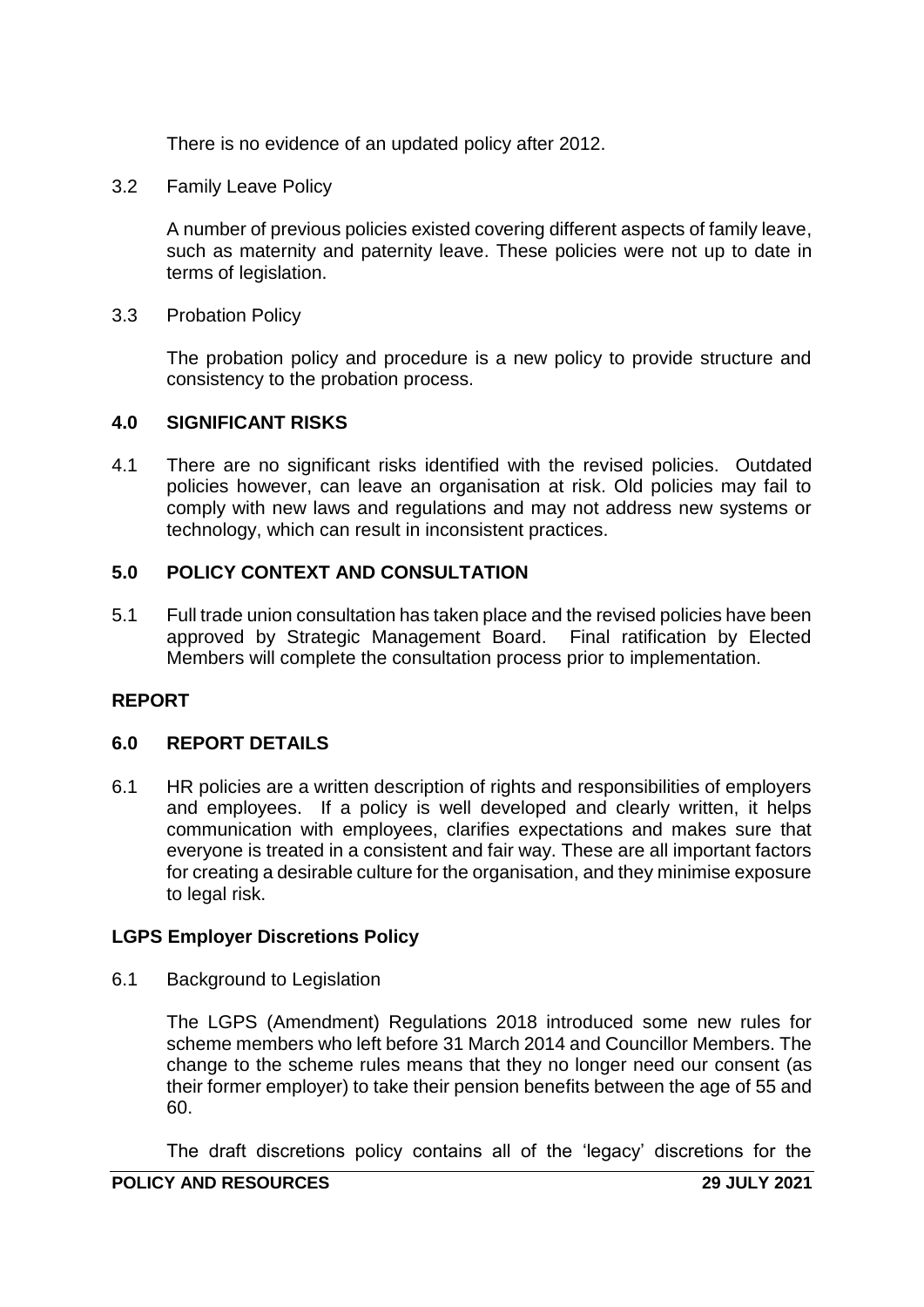There is no evidence of an updated policy after 2012.

3.2 Family Leave Policy

A number of previous policies existed covering different aspects of family leave, such as maternity and paternity leave. These policies were not up to date in terms of legislation.

3.3 Probation Policy

The probation policy and procedure is a new policy to provide structure and consistency to the probation process.

## 4.0 SIGNIFICANT RISKS

4.1 There are no significant risks identified with the revised policies. Outdated policies however, can leave an organisation at risk. Old policies may fail to comply with new laws and regulations and may not address new systems or technology, which can result in inconsistent practices.

## 5.0 POLICY CONTEXT AND CONSULTATION

5.1 Full trade union consultation has taken place and the revised policies have been approved by Strategic Management Board. Final ratification by Elected Members will complete the consultation process prior to implementation.

## REPORT

## 6.0 REPORT DETAILS

6.1 HR policies are a written description of rights and responsibilities of employers and employees. If a policy is well developed and clearly written, it helps communication with employees, clarifies expectations and makes sure that everyone is treated in a consistent and fair way. These are all important factors for creating a desirable culture for the organisation, and they minimise exposure to legal risk.

### LGPS Employer Discretions Policy

6.1 Background to Legislation

The LGPS (Amendment) Regulations 2018 introduced some new rules for scheme members who left before 31 March 2014 and Councillor Members. The change to the scheme rules means that they no longer need our consent (as their former employer) to take their pension benefits between the age of 55 and 60.

The draft discretions policy contains all of the 'legacy' discretions for the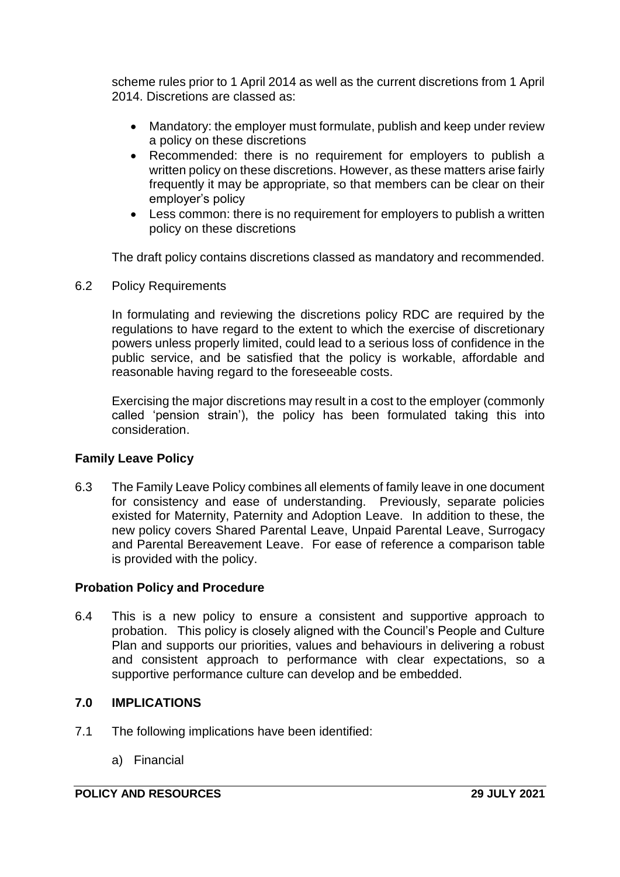scheme rules prior to 1 April 2014 as well as the current discretions from 1 April 2014. Discretions are classed as:

- Mandatory: the employer must formulate, publish and keep under review a policy on these discretions
- Recommended: there is no requirement for employers to publish a written policy on these discretions. However, as these matters arise fairly frequently it may be appropriate, so that members can be clear on their employer's policy
- Less common: there is no requirement for employers to publish a written policy on these discretions

The draft policy contains discretions classed as mandatory and recommended.

6.2 Policy Requirements

In formulating and reviewing the discretions policy RDC are required by the regulations to have regard to the extent to which the exercise of discretionary powers unless properly limited, could lead to a serious loss of confidence in the public service, and be satisfied that the policy is workable, affordable and reasonable having regard to the foreseeable costs.

Exercising the major discretions may result in a cost to the employer (commonly called 'pension strain'), the policy has been formulated taking this into consideration.

**Family Leave Policy**

6.3 The Family Leave Policy combines all elements of family leave in one document for consistency and ease of understanding. Previously, separate policies existed for Maternity, Paternity and Adoption Leave. In addition to these, the new policy covers Shared Parental Leave, Unpaid Parental Leave, Surrogacy and Parental Bereavement Leave. For ease of reference a comparison table is provided with the policy.

**Probation Policy and Procedure**

6.4 This is a new policy to ensure a consistent and supportive approach to probation. This policy is closely aligned with the Council's People and Culture Plan and supports our priorities, values and behaviours in delivering a robust and consistent approach to performance with clear expectations, so a supportive performance culture can develop and be embedded.

## 7.0 IMPLICATIONS

7.1 The following implications have been identified:

a) Financial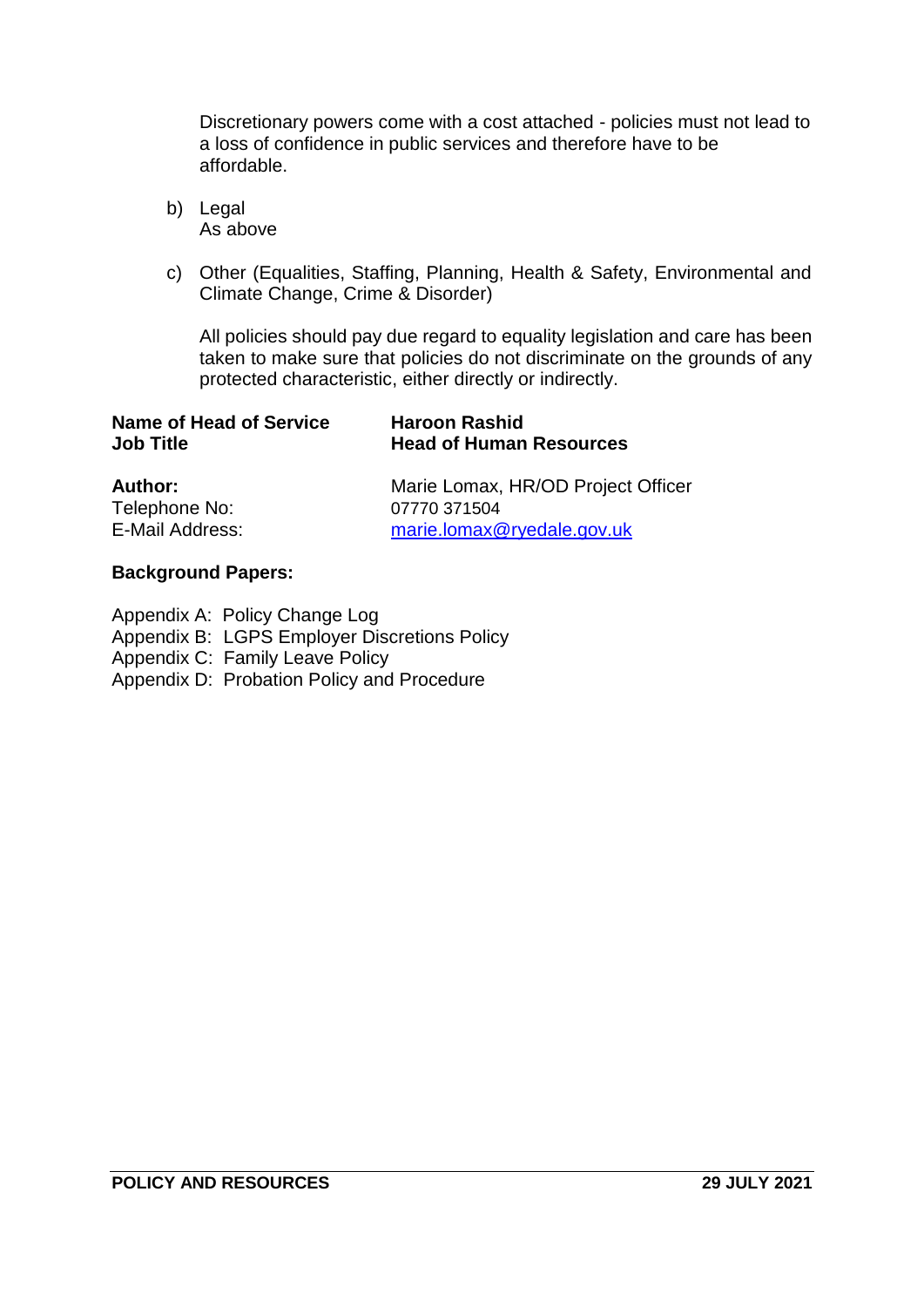Discretionary powers come with a cost attached - policies must not lead to a loss of confidence in public services and therefore have to be affordable.

b) Legal
   As above

c) Other (Equalities, Staffing, Planning, Health & Safety, Environmental and Climate Change, Crime & Disorder)

   All policies should pay due regard to equality legislation and care has been taken to make sure that policies do not discriminate on the grounds of any protected characteristic, either directly or indirectly.

| | |
|---|---|
| **Name of Head of Service** | **Haroon Rashid** |
| **Job Title** | **Head of Human Resources** |

| | |
|---|---|
| **Author:** | Marie Lomax, HR/OD Project Officer |
| Telephone No: | 07770 371504 |
| E-Mail Address: | marie.lomax@ryedale.gov.uk |

**Background Papers:**

Appendix A: Policy Change Log
Appendix B: LGPS Employer Discretions Policy
Appendix C: Family Leave Policy
Appendix D: Probation Policy and Procedure